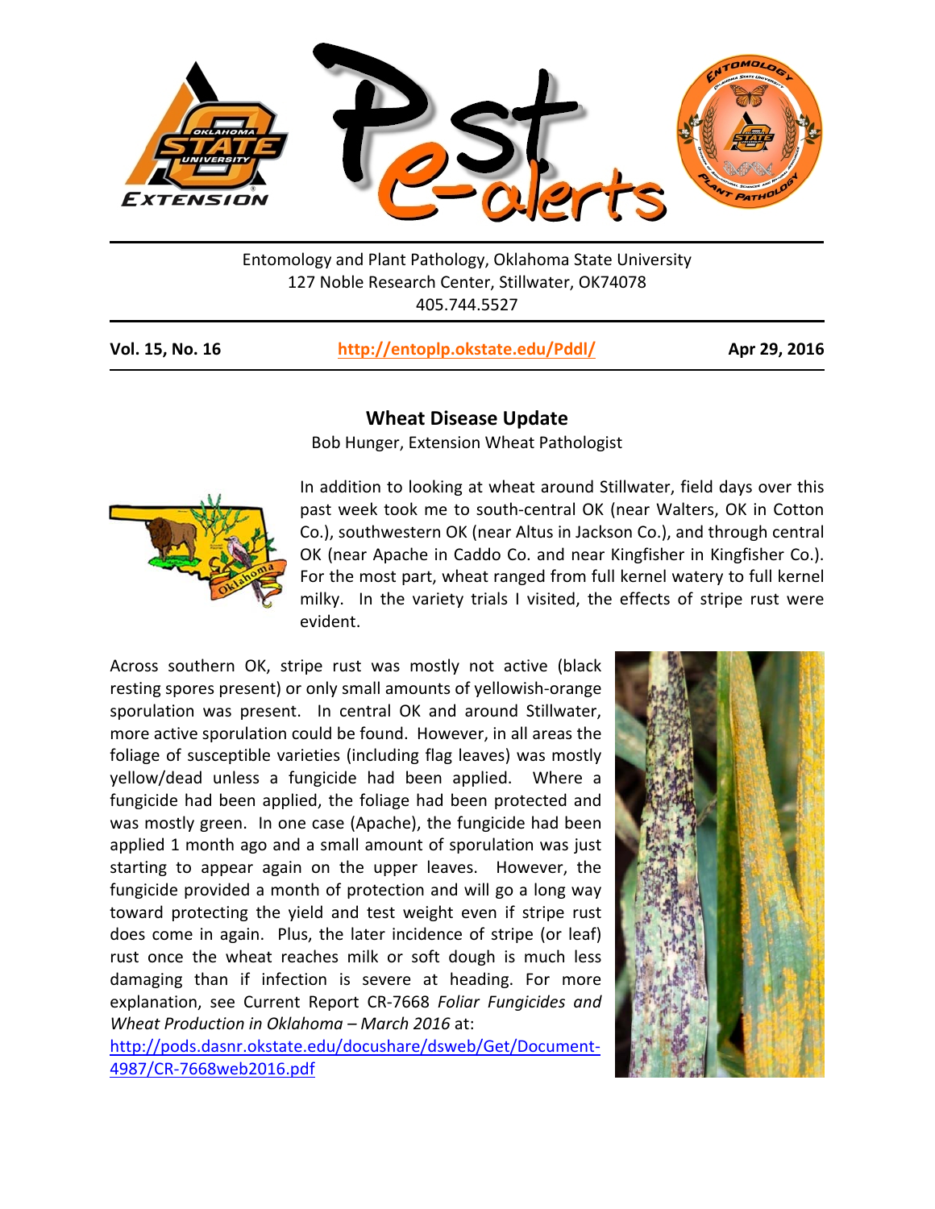Entomology and Plant Pathology, Oklahoma State University
127 Noble Research Center, Stillwater, OK74078
405.744.5527

**Vol. 15, No. 16** | **http://entoplp.okstate.edu/Pddl/** | **Apr 29, 2016**

## Wheat Disease Update

Bob Hunger, Extension Wheat Pathologist

In addition to looking at wheat around Stillwater, field days over this past week took me to south-central OK (near Walters, OK in Cotton Co.), southwestern OK (near Altus in Jackson Co.), and through central OK (near Apache in Caddo Co. and near Kingfisher in Kingfisher Co.). For the most part, wheat ranged from full kernel watery to full kernel milky. In the variety trials I visited, the effects of stripe rust were evident.

Across southern OK, stripe rust was mostly not active (black resting spores present) or only small amounts of yellowish-orange sporulation was present. In central OK and around Stillwater, more active sporulation could be found. However, in all areas the foliage of susceptible varieties (including flag leaves) was mostly yellow/dead unless a fungicide had been applied. Where a fungicide had been applied, the foliage had been protected and was mostly green. In one case (Apache), the fungicide had been applied 1 month ago and a small amount of sporulation was just starting to appear again on the upper leaves. However, the fungicide provided a month of protection and will go a long way toward protecting the yield and test weight even if stripe rust does come in again. Plus, the later incidence of stripe (or leaf) rust once the wheat reaches milk or soft dough is much less damaging than if infection is severe at heading. For more explanation, see Current Report CR-7668 *Foliar Fungicides and Wheat Production in Oklahoma – March 2016* at:
http://pods.dasnr.okstate.edu/docushare/dsweb/Get/Document-4987/CR-7668web2016.pdf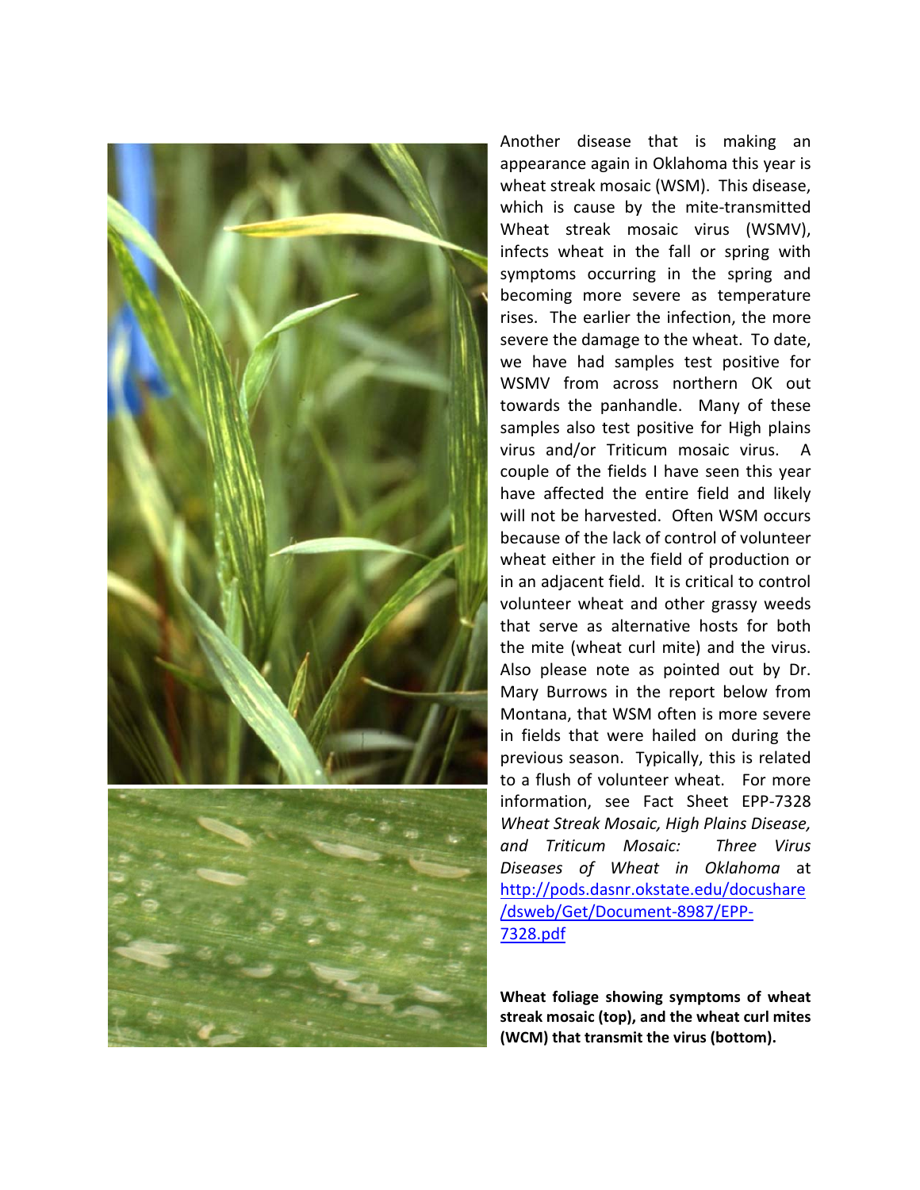Another disease that is making an appearance again in Oklahoma this year is wheat streak mosaic (WSM). This disease, which is cause by the mite-transmitted Wheat streak mosaic virus (WSMV), infects wheat in the fall or spring with symptoms occurring in the spring and becoming more severe as temperature rises. The earlier the infection, the more severe the damage to the wheat. To date, we have had samples test positive for WSMV from across northern OK out towards the panhandle. Many of these samples also test positive for High plains virus and/or Triticum mosaic virus. A couple of the fields I have seen this year have affected the entire field and likely will not be harvested. Often WSM occurs because of the lack of control of volunteer wheat either in the field of production or in an adjacent field. It is critical to control volunteer wheat and other grassy weeds that serve as alternative hosts for both the mite (wheat curl mite) and the virus. Also please note as pointed out by Dr. Mary Burrows in the report below from Montana, that WSM often is more severe in fields that were hailed on during the previous season. Typically, this is related to a flush of volunteer wheat. For more information, see Fact Sheet EPP-7328 *Wheat Streak Mosaic, High Plains Disease, and Triticum Mosaic: Three Virus Diseases of Wheat in Oklahoma* at [http://pods.dasnr.okstate.edu/docushare/dsweb/Get/Document-8987/EPP-7328.pdf](http://pods.dasnr.okstate.edu/docushare/dsweb/Get/Document-8987/EPP-7328.pdf)

**Wheat foliage showing symptoms of wheat streak mosaic (top), and the wheat curl mites (WCM) that transmit the virus (bottom).**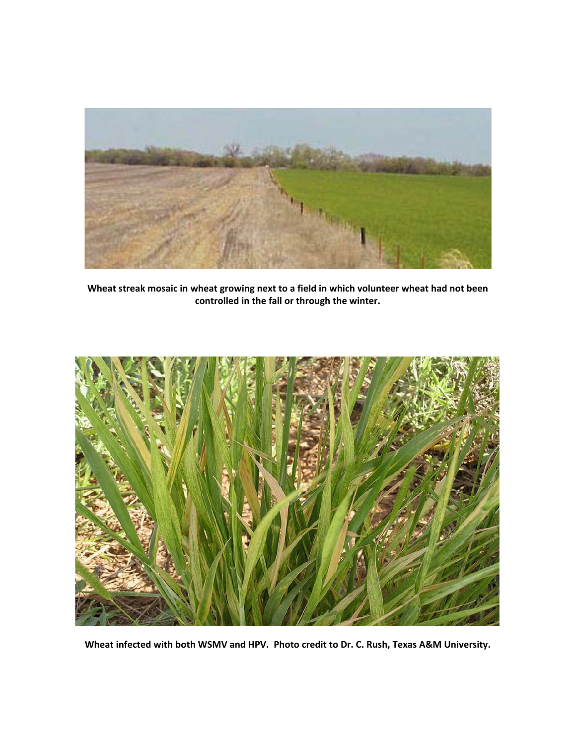**Wheat streak mosaic in wheat growing next to a field in which volunteer wheat had not been controlled in the fall or through the winter.**

**Wheat infected with both WSMV and HPV. Photo credit to Dr. C. Rush, Texas A&M University.**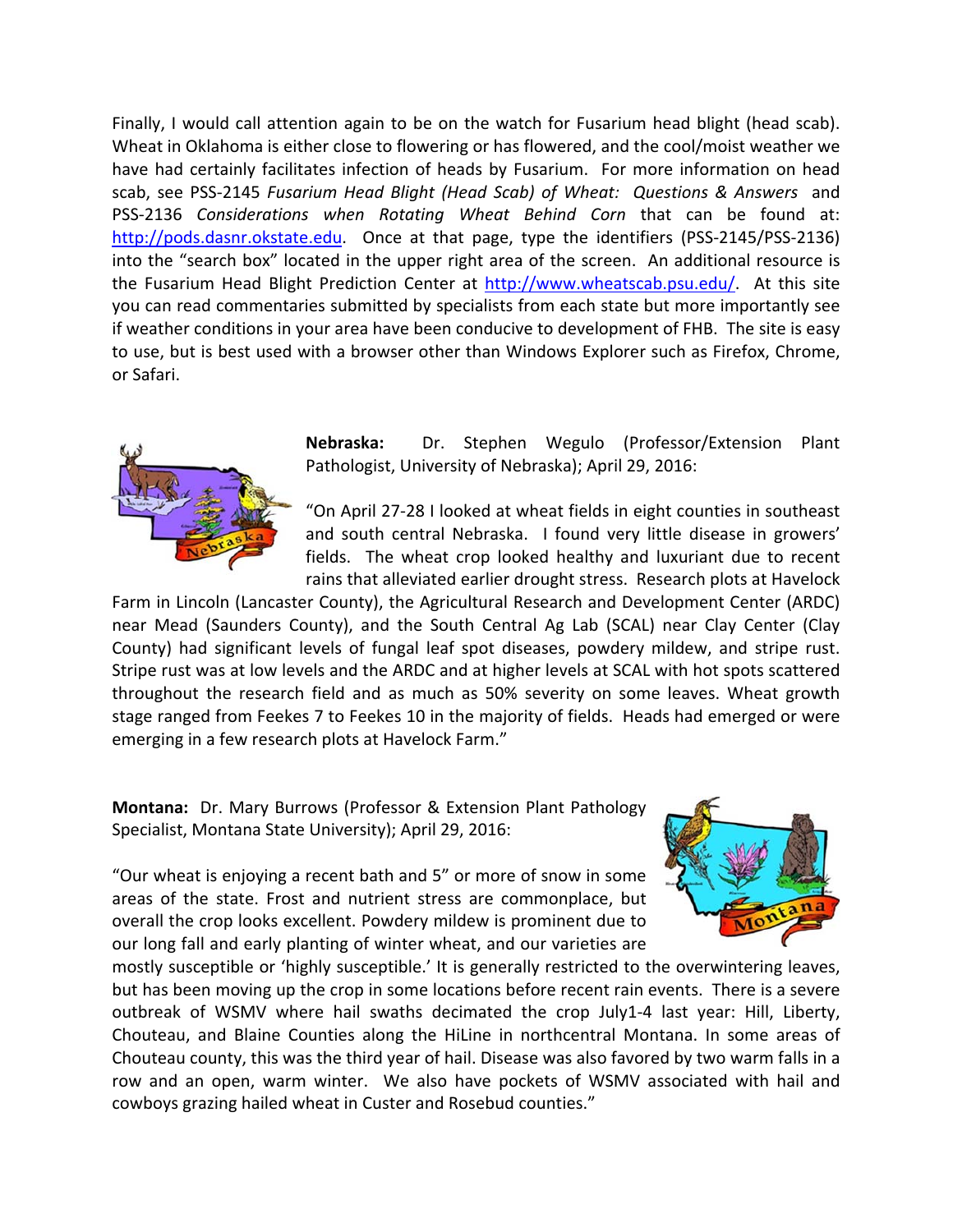Finally, I would call attention again to be on the watch for Fusarium head blight (head scab). Wheat in Oklahoma is either close to flowering or has flowered, and the cool/moist weather we have had certainly facilitates infection of heads by Fusarium. For more information on head scab, see PSS-2145 *Fusarium Head Blight (Head Scab) of Wheat: Questions & Answers* and PSS-2136 *Considerations when Rotating Wheat Behind Corn* that can be found at: http://pods.dasnr.okstate.edu. Once at that page, type the identifiers (PSS-2145/PSS-2136) into the "search box" located in the upper right area of the screen. An additional resource is the Fusarium Head Blight Prediction Center at http://www.wheatscab.psu.edu/. At this site you can read commentaries submitted by specialists from each state but more importantly see if weather conditions in your area have been conducive to development of FHB. The site is easy to use, but is best used with a browser other than Windows Explorer such as Firefox, Chrome, or Safari.

**Nebraska:** Dr. Stephen Wegulo (Professor/Extension Plant Pathologist, University of Nebraska); April 29, 2016:

"On April 27-28 I looked at wheat fields in eight counties in southeast and south central Nebraska. I found very little disease in growers' fields. The wheat crop looked healthy and luxuriant due to recent rains that alleviated earlier drought stress. Research plots at Havelock Farm in Lincoln (Lancaster County), the Agricultural Research and Development Center (ARDC) near Mead (Saunders County), and the South Central Ag Lab (SCAL) near Clay Center (Clay County) had significant levels of fungal leaf spot diseases, powdery mildew, and stripe rust. Stripe rust was at low levels and the ARDC and at higher levels at SCAL with hot spots scattered throughout the research field and as much as 50% severity on some leaves. Wheat growth stage ranged from Feekes 7 to Feekes 10 in the majority of fields. Heads had emerged or were emerging in a few research plots at Havelock Farm."

**Montana:** Dr. Mary Burrows (Professor & Extension Plant Pathology Specialist, Montana State University); April 29, 2016:

"Our wheat is enjoying a recent bath and 5" or more of snow in some areas of the state. Frost and nutrient stress are commonplace, but overall the crop looks excellent. Powdery mildew is prominent due to our long fall and early planting of winter wheat, and our varieties are mostly susceptible or 'highly susceptible.' It is generally restricted to the overwintering leaves, but has been moving up the crop in some locations before recent rain events. There is a severe outbreak of WSMV where hail swaths decimated the crop July1-4 last year: Hill, Liberty, Chouteau, and Blaine Counties along the HiLine in northcentral Montana. In some areas of Chouteau county, this was the third year of hail. Disease was also favored by two warm falls in a row and an open, warm winter. We also have pockets of WSMV associated with hail and cowboys grazing hailed wheat in Custer and Rosebud counties."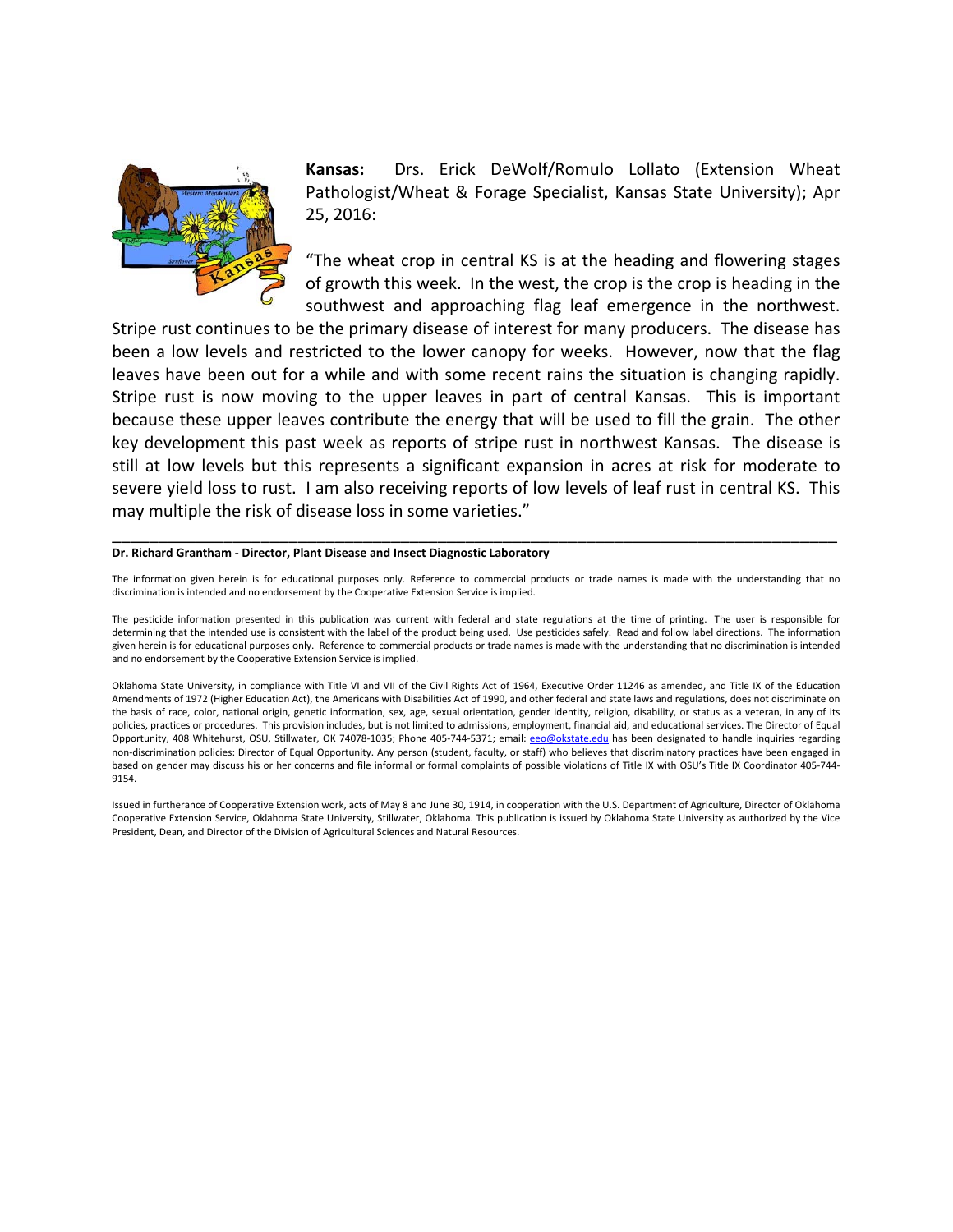**Kansas:** Drs. Erick DeWolf/Romulo Lollato (Extension Wheat Pathologist/Wheat & Forage Specialist, Kansas State University); Apr 25, 2016:

"The wheat crop in central KS is at the heading and flowering stages of growth this week. In the west, the crop is the crop is heading in the southwest and approaching flag leaf emergence in the northwest. Stripe rust continues to be the primary disease of interest for many producers. The disease has been a low levels and restricted to the lower canopy for weeks. However, now that the flag leaves have been out for a while and with some recent rains the situation is changing rapidly. Stripe rust is now moving to the upper leaves in part of central Kansas. This is important because these upper leaves contribute the energy that will be used to fill the grain. The other key development this past week as reports of stripe rust in northwest Kansas. The disease is still at low levels but this represents a significant expansion in acres at risk for moderate to severe yield loss to rust. I am also receiving reports of low levels of leaf rust in central KS. This may multiple the risk of disease loss in some varieties."

---

**Dr. Richard Grantham - Director, Plant Disease and Insect Diagnostic Laboratory**

The information given herein is for educational purposes only. Reference to commercial products or trade names is made with the understanding that no discrimination is intended and no endorsement by the Cooperative Extension Service is implied.

The pesticide information presented in this publication was current with federal and state regulations at the time of printing. The user is responsible for determining that the intended use is consistent with the label of the product being used. Use pesticides safely. Read and follow label directions. The information given herein is for educational purposes only. Reference to commercial products or trade names is made with the understanding that no discrimination is intended and no endorsement by the Cooperative Extension Service is implied.

Oklahoma State University, in compliance with Title VI and VII of the Civil Rights Act of 1964, Executive Order 11246 as amended, and Title IX of the Education Amendments of 1972 (Higher Education Act), the Americans with Disabilities Act of 1990, and other federal and state laws and regulations, does not discriminate on the basis of race, color, national origin, genetic information, sex, age, sexual orientation, gender identity, religion, disability, or status as a veteran, in any of its policies, practices or procedures. This provision includes, but is not limited to admissions, employment, financial aid, and educational services. The Director of Equal Opportunity, 408 Whitehurst, OSU, Stillwater, OK 74078-1035; Phone 405-744-5371; email: eeo@okstate.edu has been designated to handle inquiries regarding non-discrimination policies: Director of Equal Opportunity. Any person (student, faculty, or staff) who believes that discriminatory practices have been engaged in based on gender may discuss his or her concerns and file informal or formal complaints of possible violations of Title IX with OSU's Title IX Coordinator 405-744-9154.

Issued in furtherance of Cooperative Extension work, acts of May 8 and June 30, 1914, in cooperation with the U.S. Department of Agriculture, Director of Oklahoma Cooperative Extension Service, Oklahoma State University, Stillwater, Oklahoma. This publication is issued by Oklahoma State University as authorized by the Vice President, Dean, and Director of the Division of Agricultural Sciences and Natural Resources.